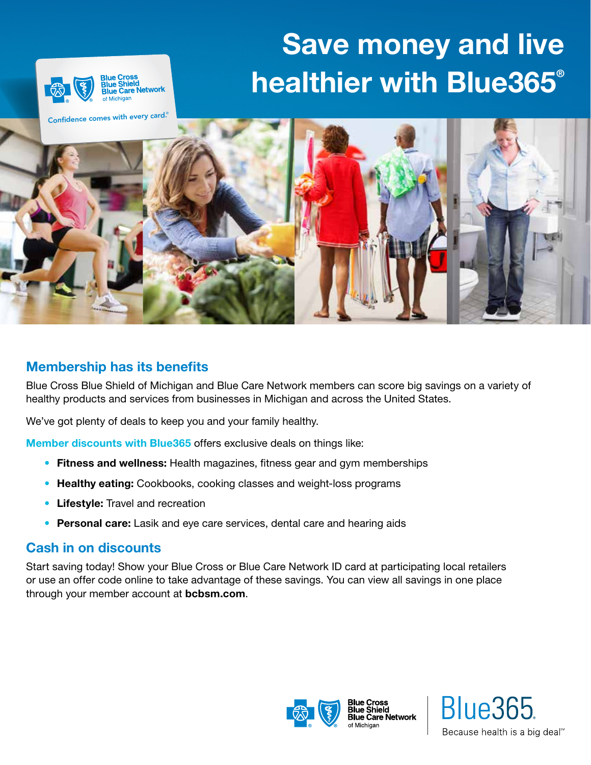# Save money and live healthier with Blue365®

## Membership has its benefits

Blue Cross Blue Shield of Michigan and Blue Care Network members can score big savings on a variety of healthy products and services from businesses in Michigan and across the United States.

We've got plenty of deals to keep you and your family healthy.

Member discounts with Blue365 offers exclusive deals on things like:

- **Fitness and wellness:** Health magazines, fitness gear and gym memberships
- **Healthy eating:** Cookbooks, cooking classes and weight-loss programs
- **Lifestyle:** Travel and recreation
- **Personal care:** Lasik and eye care services, dental care and hearing aids

## Cash in on discounts

Start saving today! Show your Blue Cross or Blue Care Network ID card at participating local retailers or use an offer code online to take advantage of these savings. You can view all savings in one place through your member account at **bcbsm.com**.

Blue Cross Blue Shield Blue Care Network of Michigan

Blue365. Because health is a big deal℠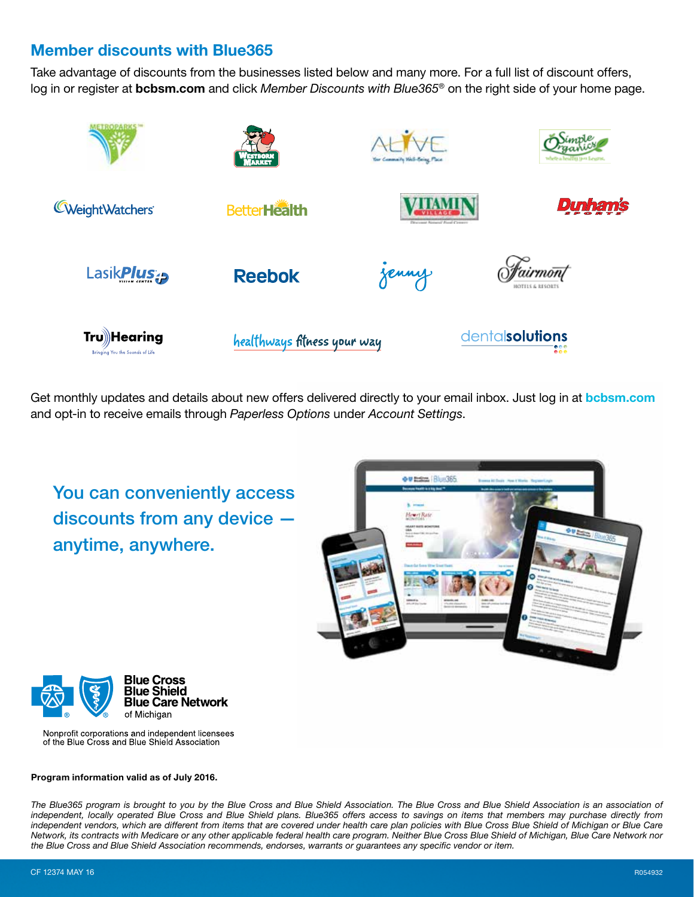## Member discounts with Blue365

Take advantage of discounts from the businesses listed below and many more. For a full list of discount offers, log in or register at **bcbsm.com** and click *Member Discounts with Blue365®* on the right side of your home page.

Get monthly updates and details about new offers delivered directly to your email inbox. Just log in at **bcbsm.com** and opt-in to receive emails through *Paperless Options* under *Account Settings*.

You can conveniently access discounts from any device — anytime, anywhere.

**Blue Cross Blue Shield Blue Care Network** of Michigan

Nonprofit corporations and independent licensees of the Blue Cross and Blue Shield Association

**Program information valid as of July 2016.**

*The Blue365 program is brought to you by the Blue Cross and Blue Shield Association. The Blue Cross and Blue Shield Association is an association of independent, locally operated Blue Cross and Blue Shield plans. Blue365 offers access to savings on items that members may purchase directly from independent vendors, which are different from items that are covered under health care plan policies with Blue Cross Blue Shield of Michigan or Blue Care Network, its contracts with Medicare or any other applicable federal health care program. Neither Blue Cross Blue Shield of Michigan, Blue Care Network nor the Blue Cross and Blue Shield Association recommends, endorses, warrants or guarantees any specific vendor or item.*

CF 12374 MAY 16

R054932